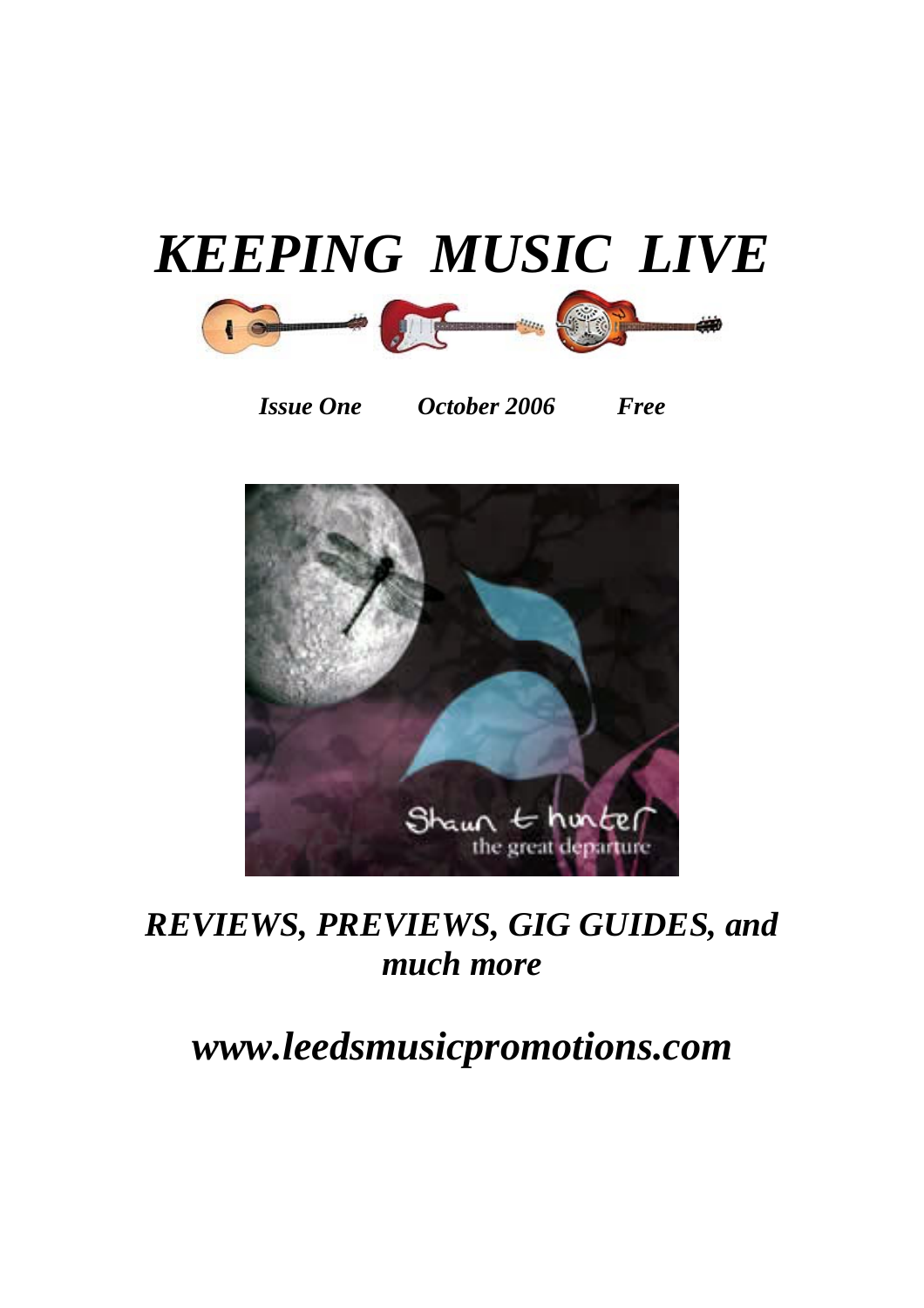# *KEEPING MUSIC LIVE*

***Issue One*** ***October 2006*** ***Free***

## *REVIEWS, PREVIEWS, GIG GUIDES, and much more*

## *www.leedsmusicpromotions.com*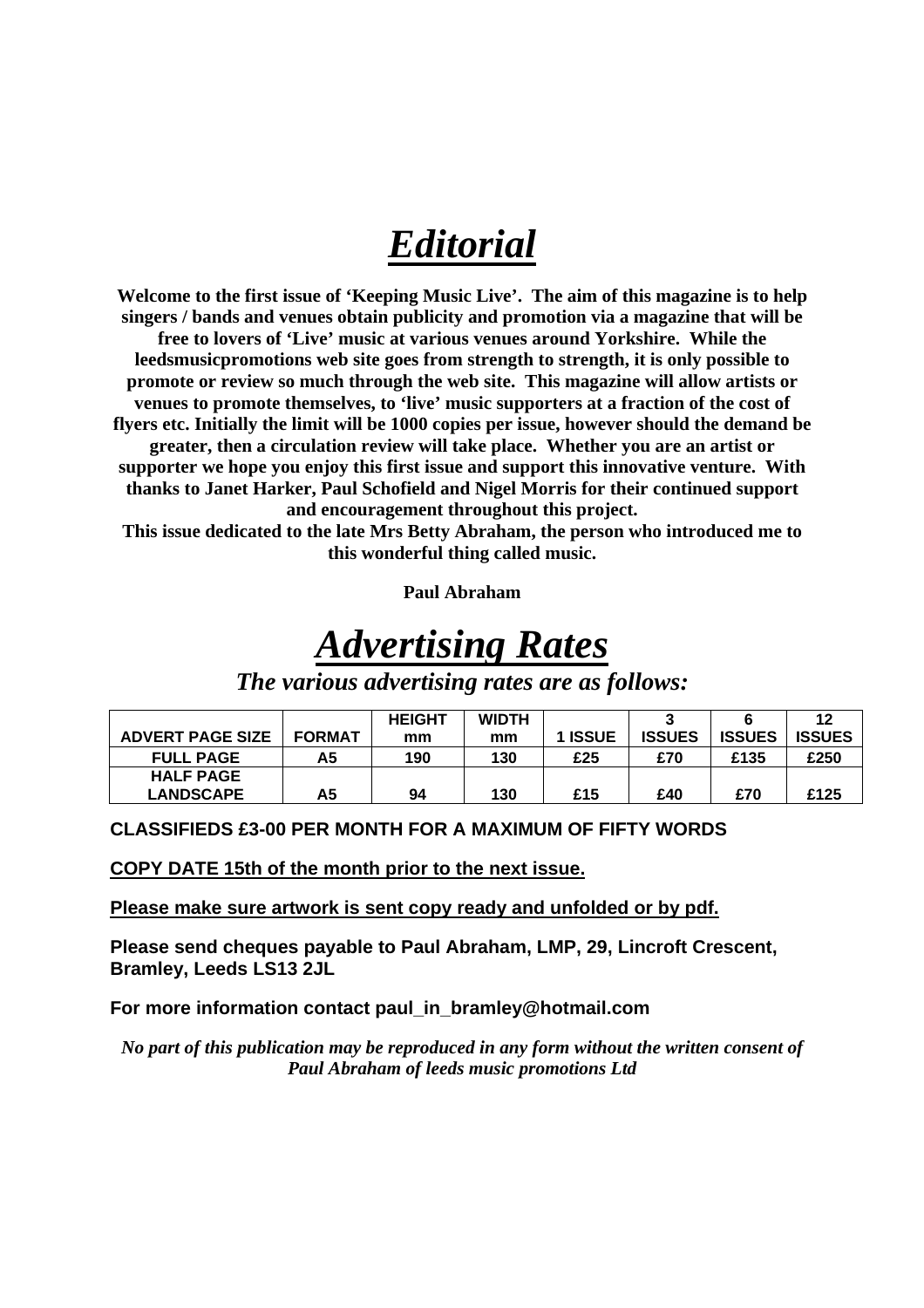# ***Editorial***

**Welcome to the first issue of 'Keeping Music Live'. The aim of this magazine is to help singers / bands and venues obtain publicity and promotion via a magazine that will be free to lovers of 'Live' music at various venues around Yorkshire. While the leedsmusicpromotions web site goes from strength to strength, it is only possible to promote or review so much through the web site. This magazine will allow artists or venues to promote themselves, to 'live' music supporters at a fraction of the cost of flyers etc. Initially the limit will be 1000 copies per issue, however should the demand be greater, then a circulation review will take place. Whether you are an artist or supporter we hope you enjoy this first issue and support this innovative venture. With thanks to Janet Harker, Paul Schofield and Nigel Morris for their continued support and encouragement throughout this project.**

**This issue dedicated to the late Mrs Betty Abraham, the person who introduced me to this wonderful thing called music.**

**Paul Abraham**

# ***Advertising Rates***

***The various advertising rates are as follows:***

| ADVERT PAGE SIZE | FORMAT | HEIGHT mm | WIDTH mm | 1 ISSUE | 3 ISSUES | 6 ISSUES | 12 ISSUES |
|---|---|---|---|---|---|---|---|
| FULL PAGE | A5 | 190 | 130 | £25 | £70 | £135 | £250 |
| HALF PAGE LANDSCAPE | A5 | 94 | 130 | £15 | £40 | £70 | £125 |

**CLASSIFIEDS £3-00 PER MONTH FOR A MAXIMUM OF FIFTY WORDS**

**COPY DATE 15th of the month prior to the next issue.**

**Please make sure artwork is sent copy ready and unfolded or by pdf.**

**Please send cheques payable to Paul Abraham, LMP, 29, Lincroft Crescent, Bramley, Leeds LS13 2JL**

**For more information contact paul_in_bramley@hotmail.com**

***No part of this publication may be reproduced in any form without the written consent of Paul Abraham of leeds music promotions Ltd***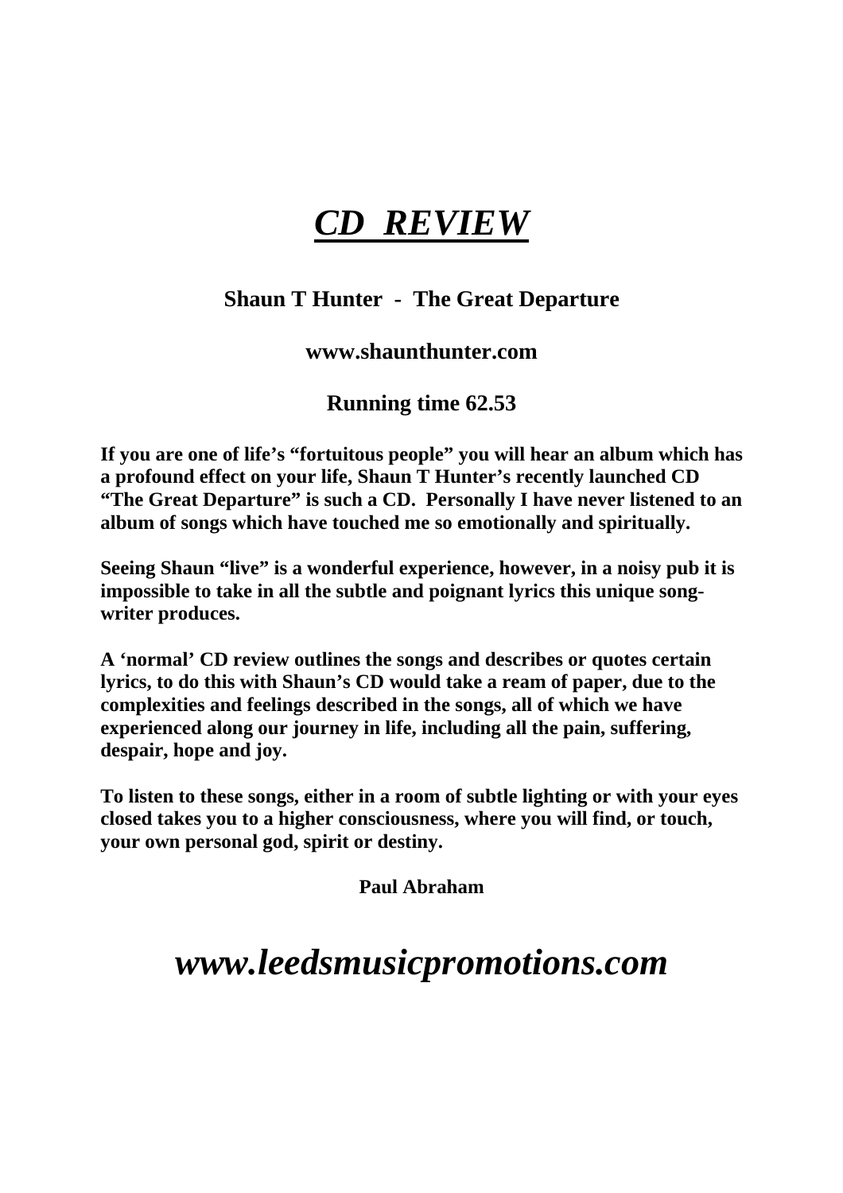# ***CD REVIEW***

**Shaun T Hunter - The Great Departure**

**www.shaunthunter.com**

**Running time 62.53**

**If you are one of life's "fortuitous people" you will hear an album which has a profound effect on your life, Shaun T Hunter's recently launched CD "The Great Departure" is such a CD. Personally I have never listened to an album of songs which have touched me so emotionally and spiritually.**

**Seeing Shaun "live" is a wonderful experience, however, in a noisy pub it is impossible to take in all the subtle and poignant lyrics this unique song-writer produces.**

**A 'normal' CD review outlines the songs and describes or quotes certain lyrics, to do this with Shaun's CD would take a ream of paper, due to the complexities and feelings described in the songs, all of which we have experienced along our journey in life, including all the pain, suffering, despair, hope and joy.**

**To listen to these songs, either in a room of subtle lighting or with your eyes closed takes you to a higher consciousness, where you will find, or touch, your own personal god, spirit or destiny.**

**Paul Abraham**

***www.leedsmusicpromotions.com***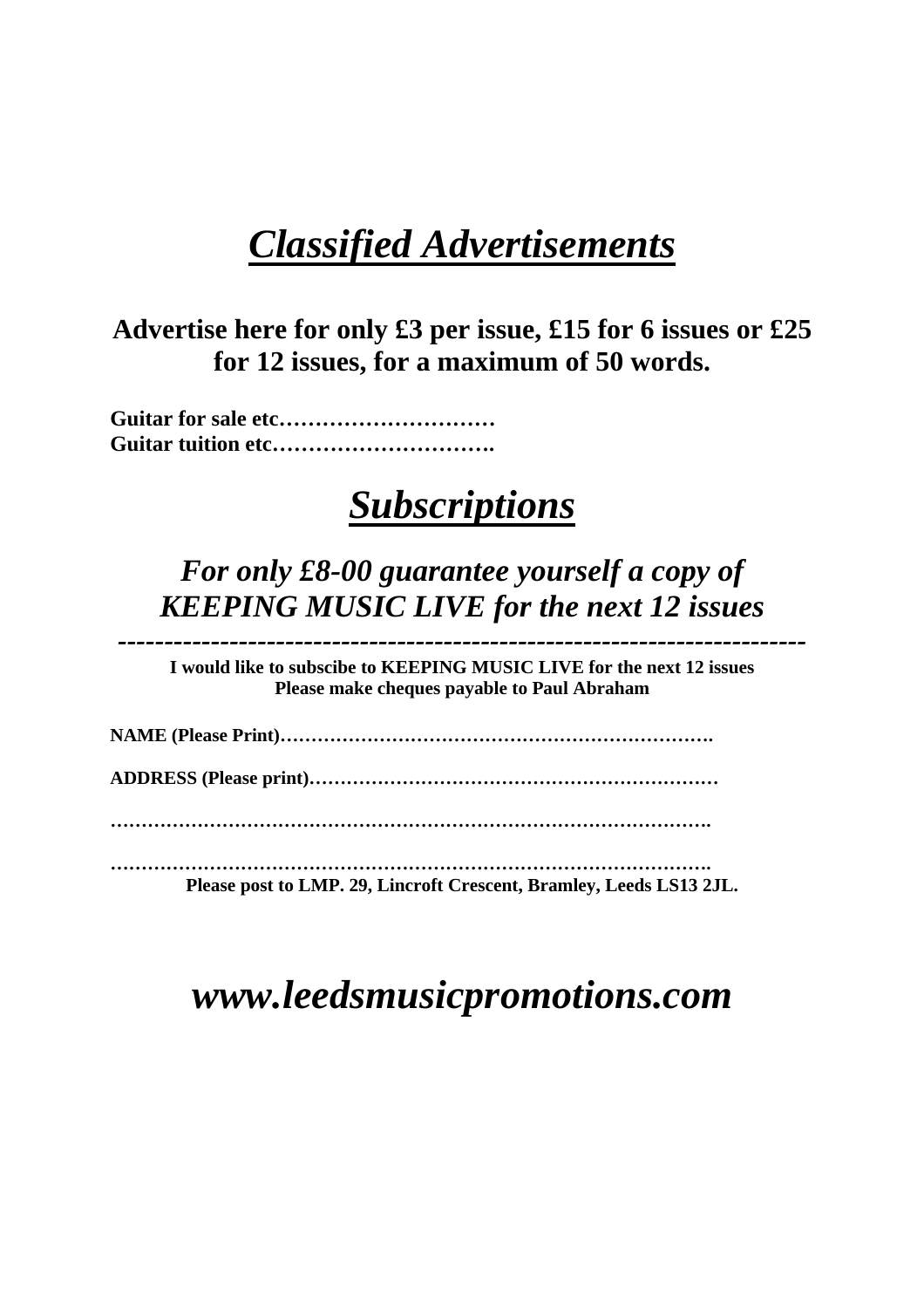# ***Classified Advertisements***

**Advertise here for only £3 per issue, £15 for 6 issues or £25 for 12 issues, for a maximum of 50 words.**

**Guitar for sale etc…………………………**
**Guitar tuition etc………………………….**

# ***Subscriptions***

## *For only £8-00 guarantee yourself a copy of KEEPING MUSIC LIVE for the next 12 issues*

---------------------------------------------------------------------

**I would like to subscibe to KEEPING MUSIC LIVE for the next 12 issues**
**Please make cheques payable to Paul Abraham**

**NAME (Please Print)…………………………………………………………….**

**ADDRESS (Please print)…………………………………………………………**

**……………………………………………………………………………………….**

**……………………………………………………………………………………….**

**Please post to LMP. 29, Lincroft Crescent, Bramley, Leeds LS13 2JL.**

## ***www.leedsmusicpromotions.com***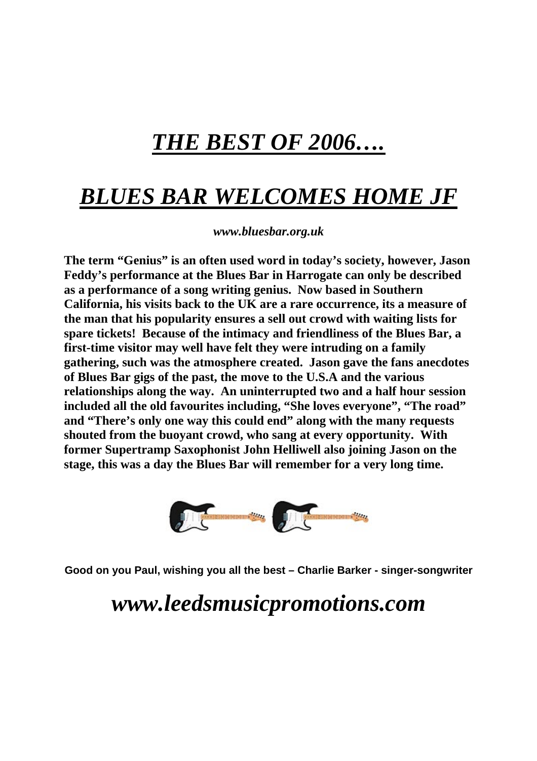# *THE BEST OF 2006….*

# *BLUES BAR WELCOMES HOME JF*

***www.bluesbar.org.uk***

**The term "Genius" is an often used word in today's society, however, Jason Feddy's performance at the Blues Bar in Harrogate can only be described as a performance of a song writing genius. Now based in Southern California, his visits back to the UK are a rare occurrence, its a measure of the man that his popularity ensures a sell out crowd with waiting lists for spare tickets! Because of the intimacy and friendliness of the Blues Bar, a first-time visitor may well have felt they were intruding on a family gathering, such was the atmosphere created. Jason gave the fans anecdotes of Blues Bar gigs of the past, the move to the U.S.A and the various relationships along the way. An uninterrupted two and a half hour session included all the old favourites including, "She loves everyone", "The road" and "There's only one way this could end" along with the many requests shouted from the buoyant crowd, who sang at every opportunity. With former Supertramp Saxophonist John Helliwell also joining Jason on the stage, this was a day the Blues Bar will remember for a very long time.**

**Good on you Paul, wishing you all the best – Charlie Barker - singer-songwriter**

## *www.leedsmusicpromotions.com*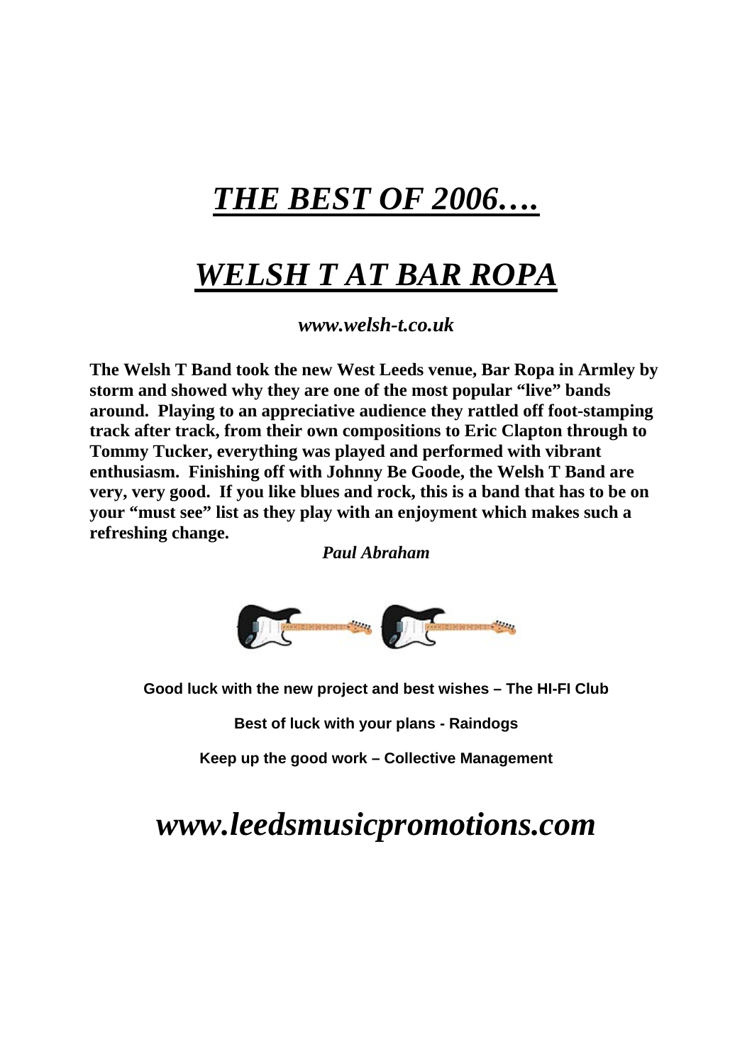# ***THE BEST OF 2006….***

# ***WELSH T AT BAR ROPA***

***www.welsh-t.co.uk***

**The Welsh T Band took the new West Leeds venue, Bar Ropa in Armley by storm and showed why they are one of the most popular "live" bands around. Playing to an appreciative audience they rattled off foot-stamping track after track, from their own compositions to Eric Clapton through to Tommy Tucker, everything was played and performed with vibrant enthusiasm. Finishing off with Johnny Be Goode, the Welsh T Band are very, very good. If you like blues and rock, this is a band that has to be on your "must see" list as they play with an enjoyment which makes such a refreshing change.**

***Paul Abraham***

**Good luck with the new project and best wishes – The HI-FI Club**

**Best of luck with your plans - Raindogs**

**Keep up the good work – Collective Management**

## ***www.leedsmusicpromotions.com***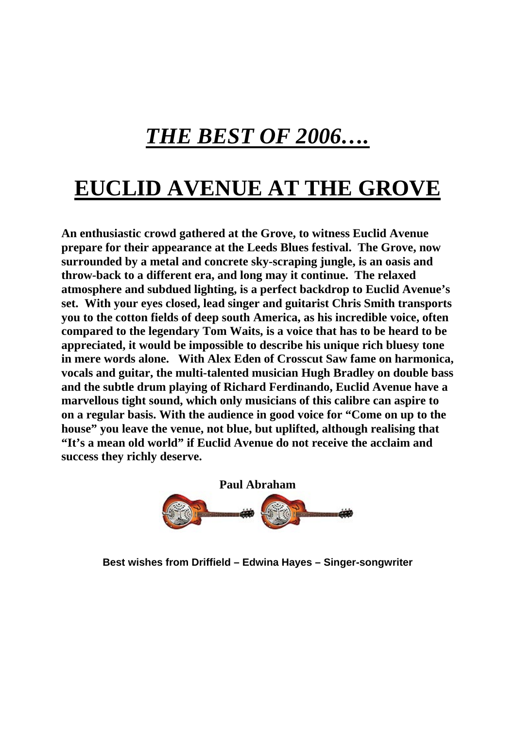# ***THE BEST OF 2006….***

# EUCLID AVENUE AT THE GROVE

**An enthusiastic crowd gathered at the Grove, to witness Euclid Avenue prepare for their appearance at the Leeds Blues festival. The Grove, now surrounded by a metal and concrete sky-scraping jungle, is an oasis and throw-back to a different era, and long may it continue. The relaxed atmosphere and subdued lighting, is a perfect backdrop to Euclid Avenue's set. With your eyes closed, lead singer and guitarist Chris Smith transports you to the cotton fields of deep south America, as his incredible voice, often compared to the legendary Tom Waits, is a voice that has to be heard to be appreciated, it would be impossible to describe his unique rich bluesy tone in mere words alone. With Alex Eden of Crosscut Saw fame on harmonica, vocals and guitar, the multi-talented musician Hugh Bradley on double bass and the subtle drum playing of Richard Ferdinando, Euclid Avenue have a marvellous tight sound, which only musicians of this calibre can aspire to on a regular basis. With the audience in good voice for "Come on up to the house" you leave the venue, not blue, but uplifted, although realising that "It's a mean old world" if Euclid Avenue do not receive the acclaim and success they richly deserve.**

**Paul Abraham**

**Best wishes from Driffield – Edwina Hayes – Singer-songwriter**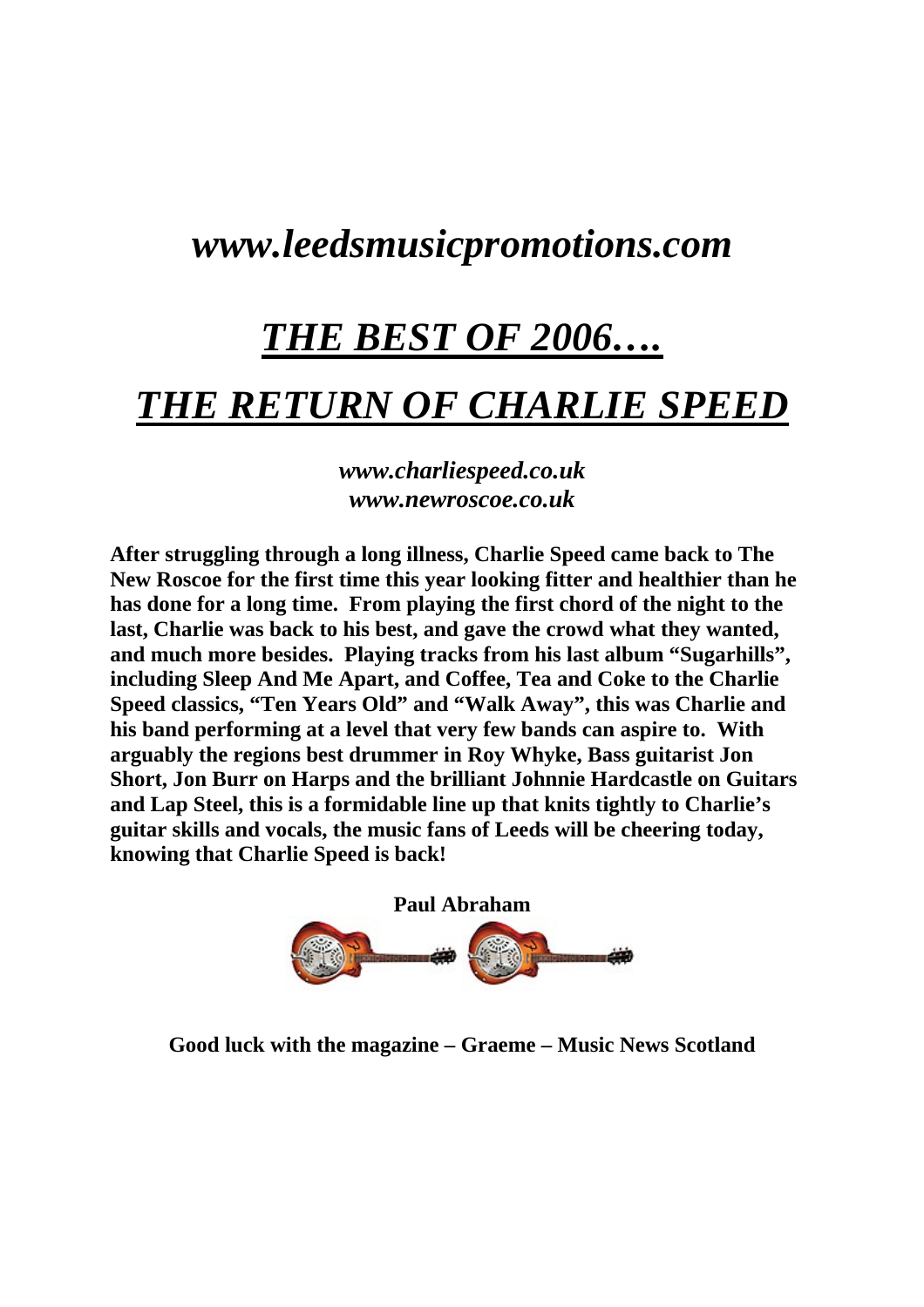# *www.leedsmusicpromotions.com*

# ***THE BEST OF 2006….***

# ***THE RETURN OF CHARLIE SPEED***

***www.charliespeed.co.uk***
***www.newroscoe.co.uk***

**After struggling through a long illness, Charlie Speed came back to The New Roscoe for the first time this year looking fitter and healthier than he has done for a long time. From playing the first chord of the night to the last, Charlie was back to his best, and gave the crowd what they wanted, and much more besides. Playing tracks from his last album "Sugarhills", including Sleep And Me Apart, and Coffee, Tea and Coke to the Charlie Speed classics, "Ten Years Old" and "Walk Away", this was Charlie and his band performing at a level that very few bands can aspire to. With arguably the regions best drummer in Roy Whyke, Bass guitarist Jon Short, Jon Burr on Harps and the brilliant Johnnie Hardcastle on Guitars and Lap Steel, this is a formidable line up that knits tightly to Charlie's guitar skills and vocals, the music fans of Leeds will be cheering today, knowing that Charlie Speed is back!**

**Paul Abraham**

**Good luck with the magazine – Graeme – Music News Scotland**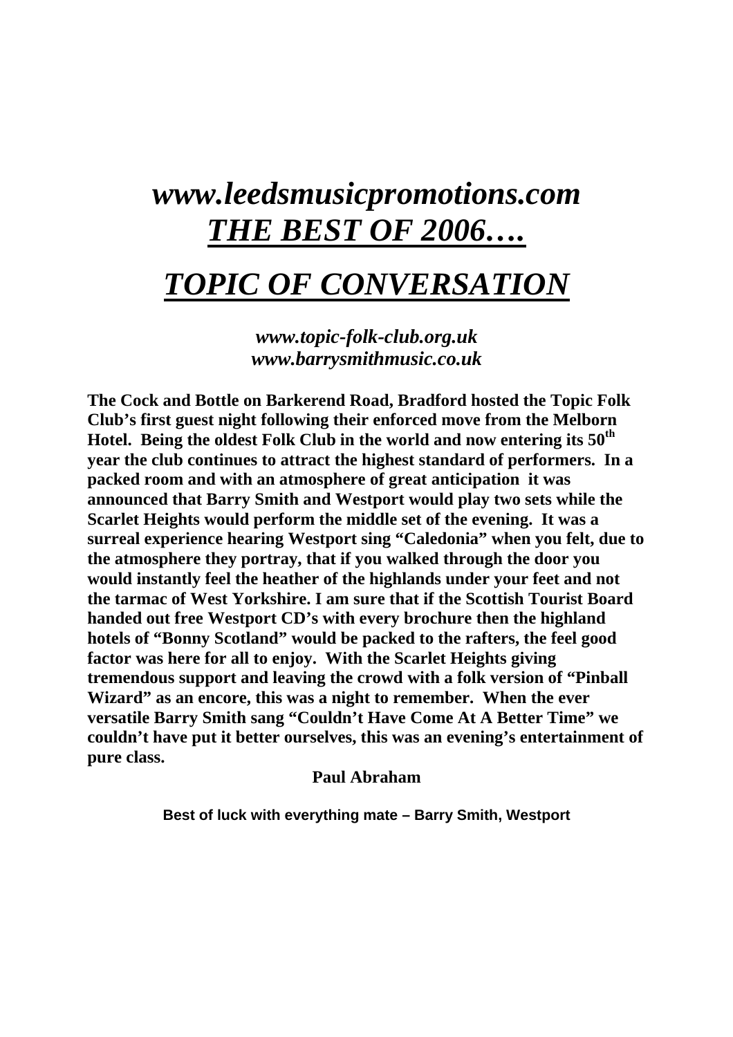# *www.leedsmusicpromotions.com*
# ***THE BEST OF 2006….***

# ***TOPIC OF CONVERSATION***

***www.topic-folk-club.org.uk***
***www.barrysmithmusic.co.uk***

**The Cock and Bottle on Barkerend Road, Bradford hosted the Topic Folk Club's first guest night following their enforced move from the Melborn Hotel. Being the oldest Folk Club in the world and now entering its 50th year the club continues to attract the highest standard of performers. In a packed room and with an atmosphere of great anticipation it was announced that Barry Smith and Westport would play two sets while the Scarlet Heights would perform the middle set of the evening. It was a surreal experience hearing Westport sing "Caledonia" when you felt, due to the atmosphere they portray, that if you walked through the door you would instantly feel the heather of the highlands under your feet and not the tarmac of West Yorkshire. I am sure that if the Scottish Tourist Board handed out free Westport CD's with every brochure then the highland hotels of "Bonny Scotland" would be packed to the rafters, the feel good factor was here for all to enjoy. With the Scarlet Heights giving tremendous support and leaving the crowd with a folk version of "Pinball Wizard" as an encore, this was a night to remember. When the ever versatile Barry Smith sang "Couldn't Have Come At A Better Time" we couldn't have put it better ourselves, this was an evening's entertainment of pure class.**

**Paul Abraham**

**Best of luck with everything mate – Barry Smith, Westport**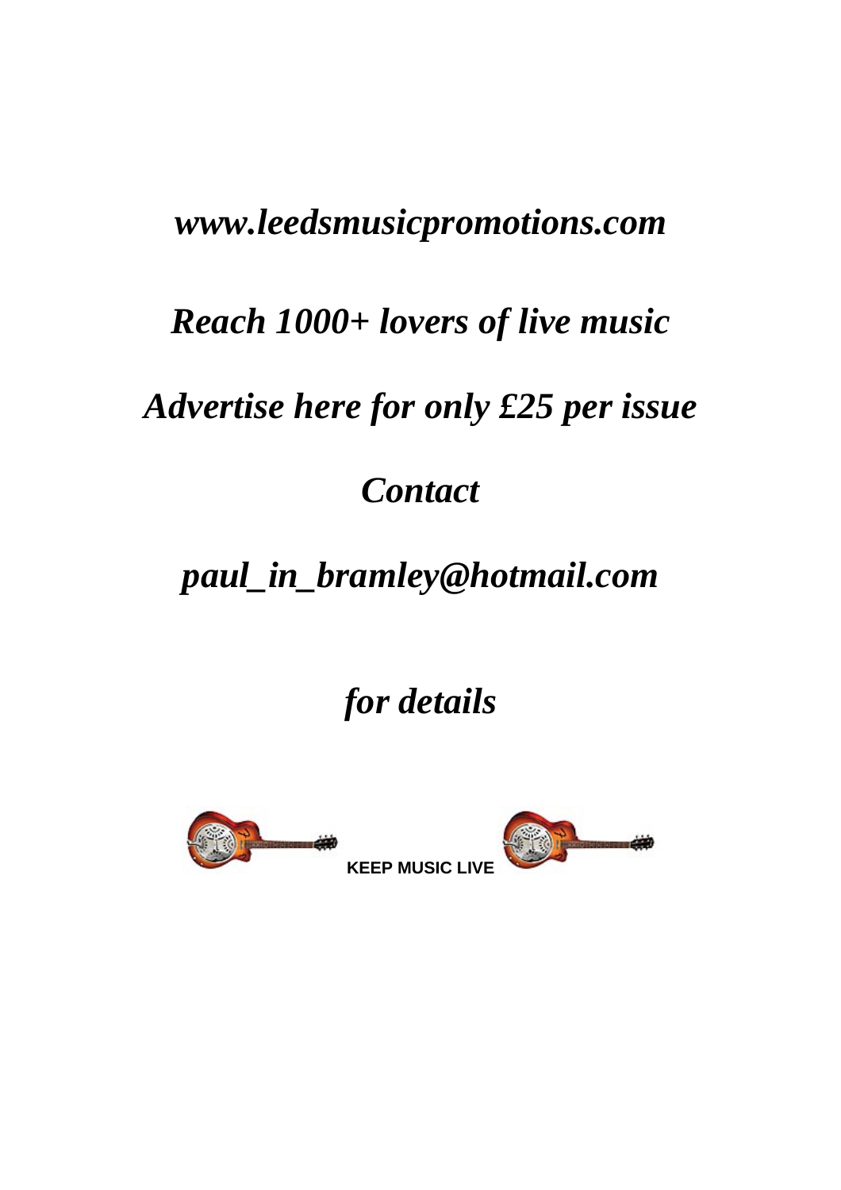*www.leedsmusicpromotions.com*

*Reach 1000+ lovers of live music*

*Advertise here for only £25 per issue*

*Contact*

*paul_in_bramley@hotmail.com*

*for details*

**KEEP MUSIC LIVE**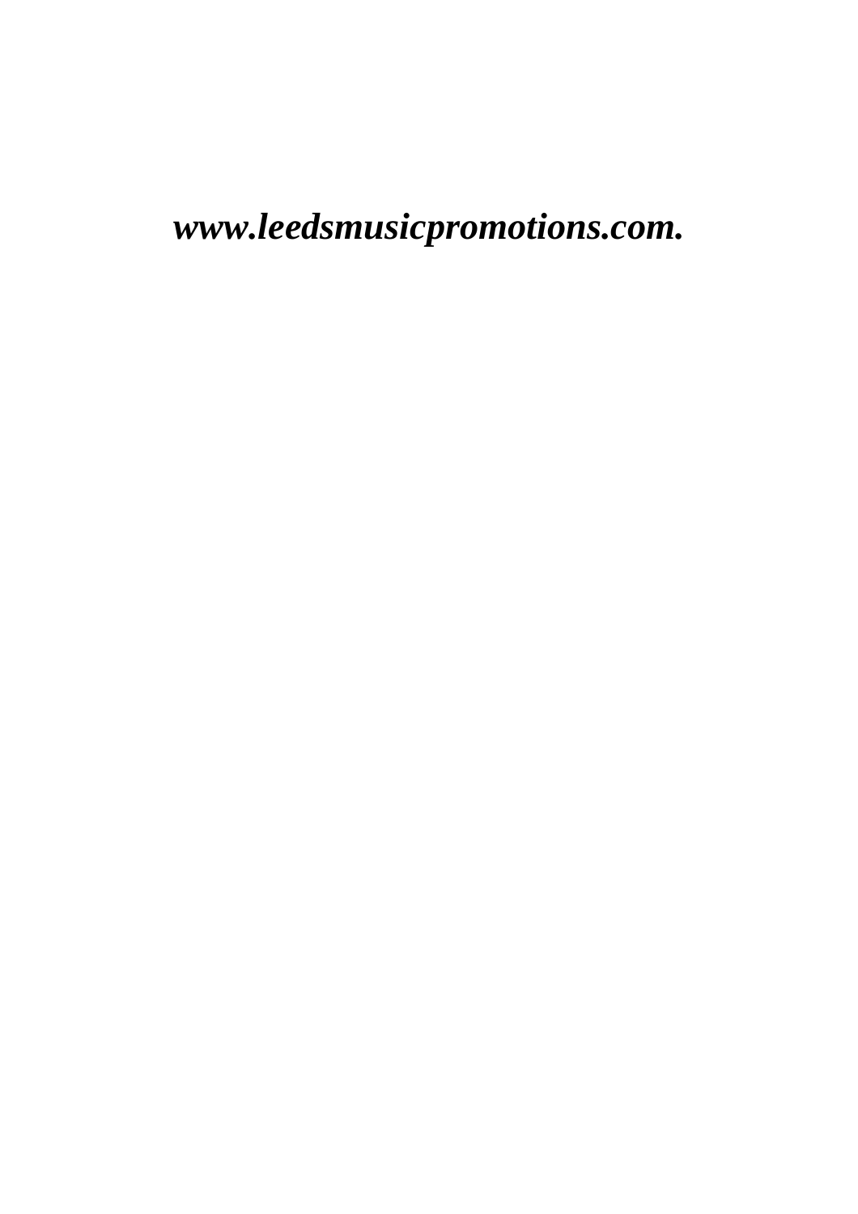***www.leedsmusicpromotions.com.***